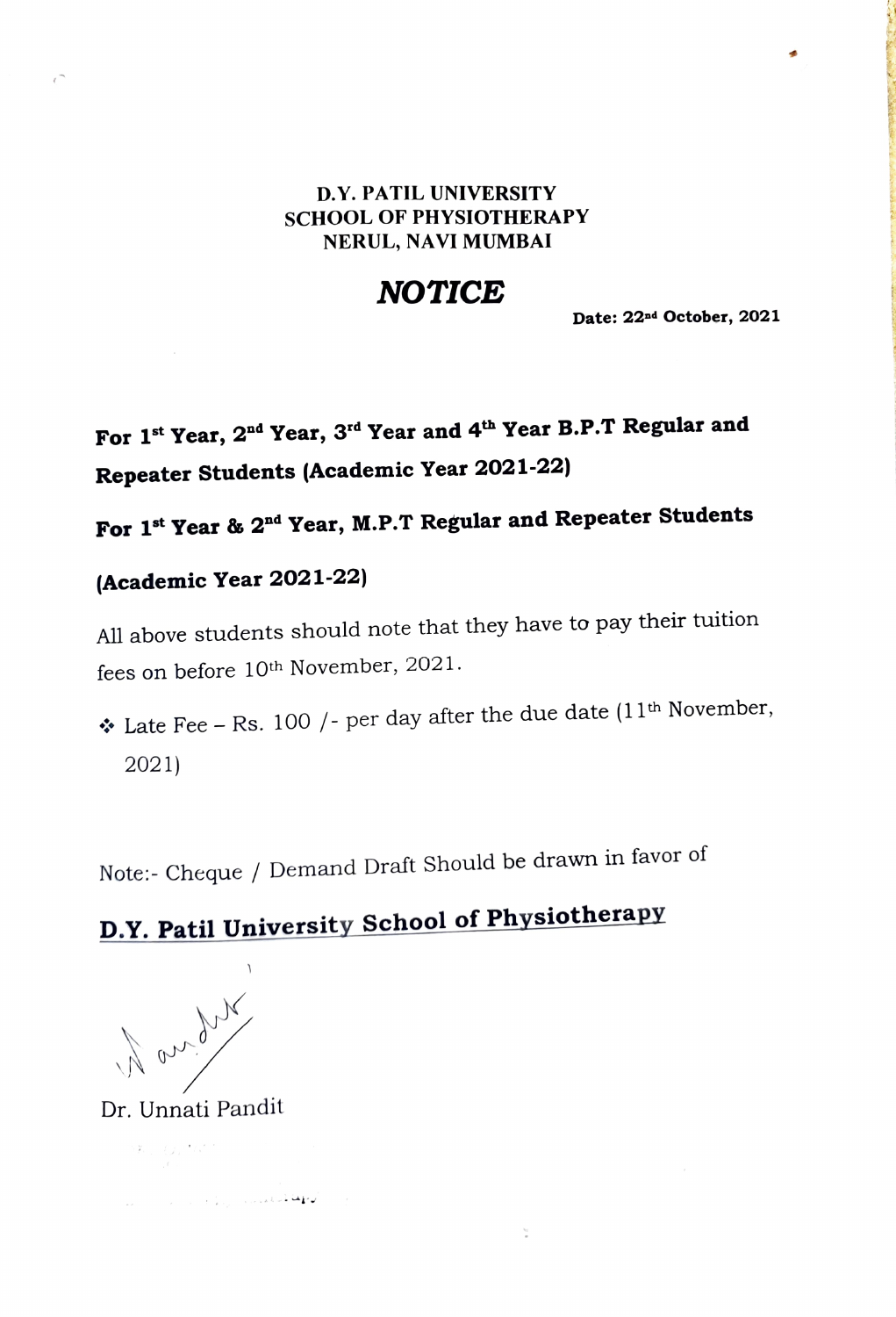**D.Y. PATIL UNIVERSITY**
**SCHOOL OF PHYSIOTHERAPY**
**NERUL, NAVI MUMBAI**

# *NOTICE*

**Date: 22nd October, 2021**

**For 1st Year, 2nd Year, 3rd Year and 4th Year B.P.T Regular and Repeater Students (Academic Year 2021-22)**

**For 1st Year & 2nd Year, M.P.T Regular and Repeater Students (Academic Year 2021-22)**

All above students should note that they have to pay their tuition fees on before 10th November, 2021.

- Late Fee – Rs. 100 /- per day after the due date (11th November, 2021)

Note:- Cheque / Demand Draft Should be drawn in favor of

**D.Y. Patil University School of Physiotherapy**

Dr. Unnati Pandit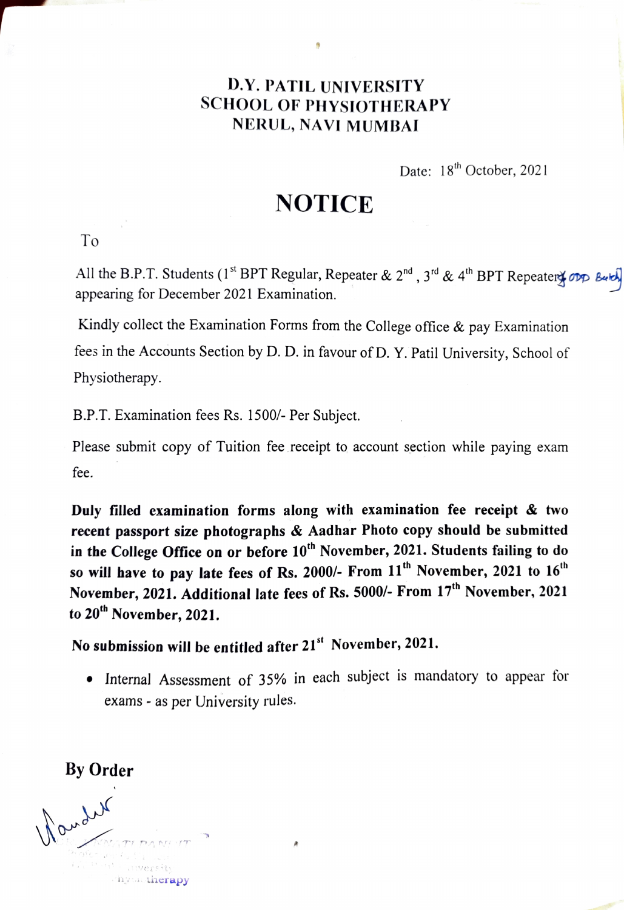# D.Y. PATIL UNIVERSITY
## SCHOOL OF PHYSIOTHERAPY
## NERUL, NAVI MUMBAI

Date: 18th October, 2021

# NOTICE

To

All the B.P.T. Students (1st BPT Regular, Repeater & 2nd, 3rd & 4th BPT Repeaters & ODD Batch) appearing for December 2021 Examination.

Kindly collect the Examination Forms from the College office & pay Examination fees in the Accounts Section by D. D. in favour of D. Y. Patil University, School of Physiotherapy.

B.P.T. Examination fees Rs. 1500/- Per Subject.

Please submit copy of Tuition fee receipt to account section while paying exam fee.

**Duly filled examination forms along with examination fee receipt & two recent passport size photographs & Aadhar Photo copy should be submitted in the College Office on or before 10th November, 2021. Students failing to do so will have to pay late fees of Rs. 2000/- From 11th November, 2021 to 16th November, 2021. Additional late fees of Rs. 5000/- From 17th November, 2021 to 20th November, 2021.**

**No submission will be entitled after 21st November, 2021.**

- Internal Assessment of 35% in each subject is mandatory to appear for exams - as per University rules.

**By Order**